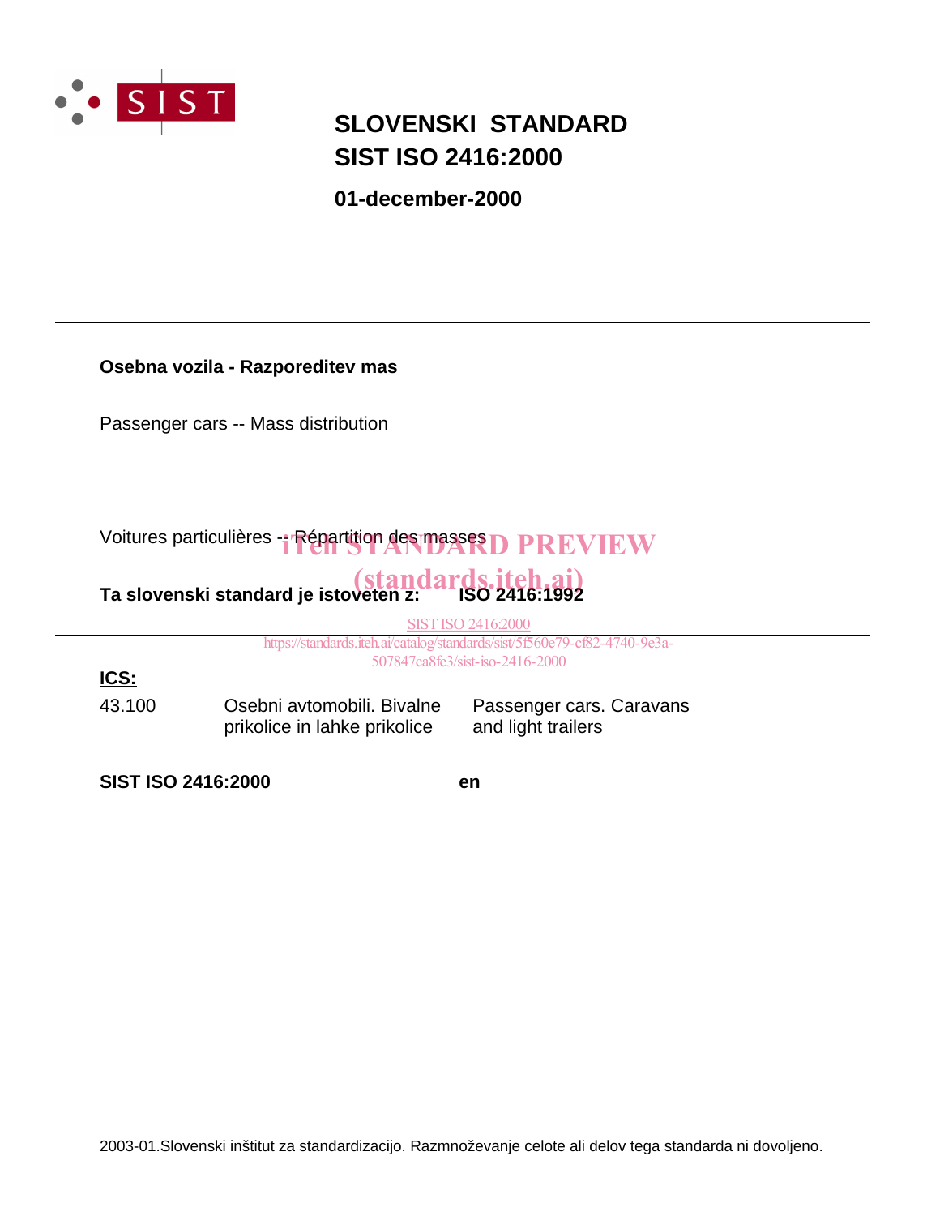# SLOVENSKI STANDARD
# SIST ISO 2416:2000

**01-december-2000**

---

**Osebna vozila - Razporeditev mas**

Passenger cars -- Mass distribution

Voitures particulières -- Répartition des masses

iTeh STANDARD PREVIEW
(standards.iteh.ai)

**Ta slovenski standard je istoveten z: ISO 2416:1992**

SIST ISO 2416:2000
https://standards.iteh.ai/catalog/standards/sist/5f560e79-cf82-4740-9e3a-507847ca8fe3/sist-iso-2416-2000

---

**ICS:**

| | | |
|---|---|---|
| 43.100 | Osebni avtomobili. Bivalne prikolice in lahke prikolice | Passenger cars. Caravans and light trailers |

**SIST ISO 2416:2000** **en**

2003-01.Slovenski inštitut za standardizacijo. Razmnoževanje celote ali delov tega standarda ni dovoljeno.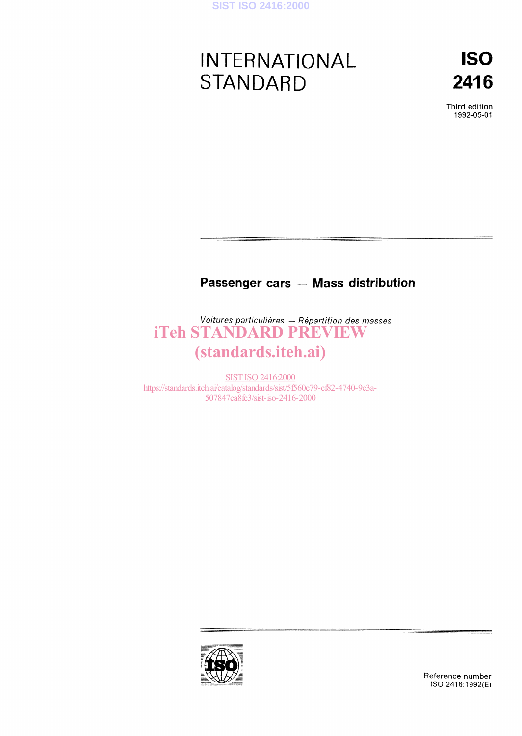# INTERNATIONAL STANDARD

# ISO 2416

Third edition
1992-05-01

## Passenger cars — Mass distribution

*Voitures particulières — Répartition des masses*

iTeh STANDARD PREVIEW
(standards.iteh.ai)

SIST ISO 2416:2000
https://standards.iteh.ai/catalog/standards/sist/5f560e79-cf82-4740-9e3a-507847ca8fe3/sist-iso-2416-2000

Reference number
ISO 2416:1992(E)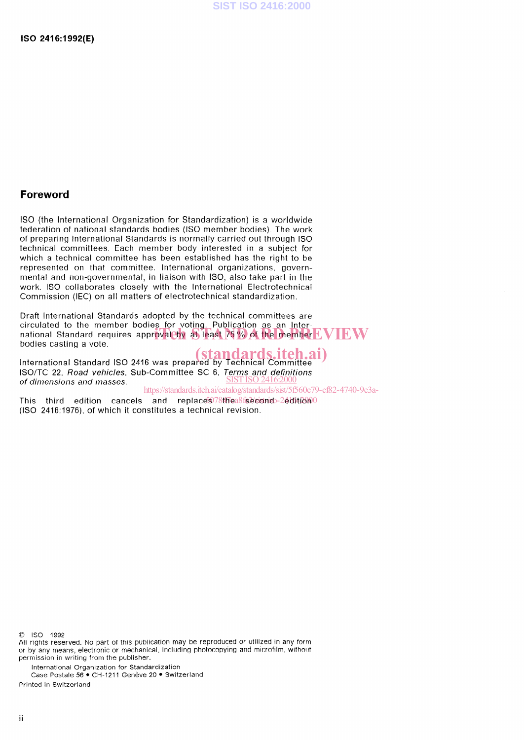## Foreword

ISO (the International Organization for Standardization) is a worldwide federation of national standards bodies (ISO member bodies). The work of preparing International Standards is normally carried out through ISO technical committees. Each member body interested in a subject for which a technical committee has been established has the right to be represented on that committee. International organizations, governmental and non-governmental, in liaison with ISO, also take part in the work. ISO collaborates closely with the International Electrotechnical Commission (IEC) on all matters of electrotechnical standardization.

Draft International Standards adopted by the technical committees are circulated to the member bodies for voting. Publication as an International Standard requires approval by at least 75 % of the member bodies casting a vote.

International Standard ISO 2416 was prepared by Technical Committee ISO/TC 22, *Road vehicles*, Sub-Committee SC 6, *Terms and definitions of dimensions and masses*.

This third edition cancels and replaces the second edition (ISO 2416:1976), of which it constitutes a technical revision.

© ISO 1992
All rights reserved. No part of this publication may be reproduced or utilized in any form or by any means, electronic or mechanical, including photocopying and microfilm, without permission in writing from the publisher.

International Organization for Standardization
Case Postale 56 • CH-1211 Genève 20 • Switzerland

Printed in Switzerland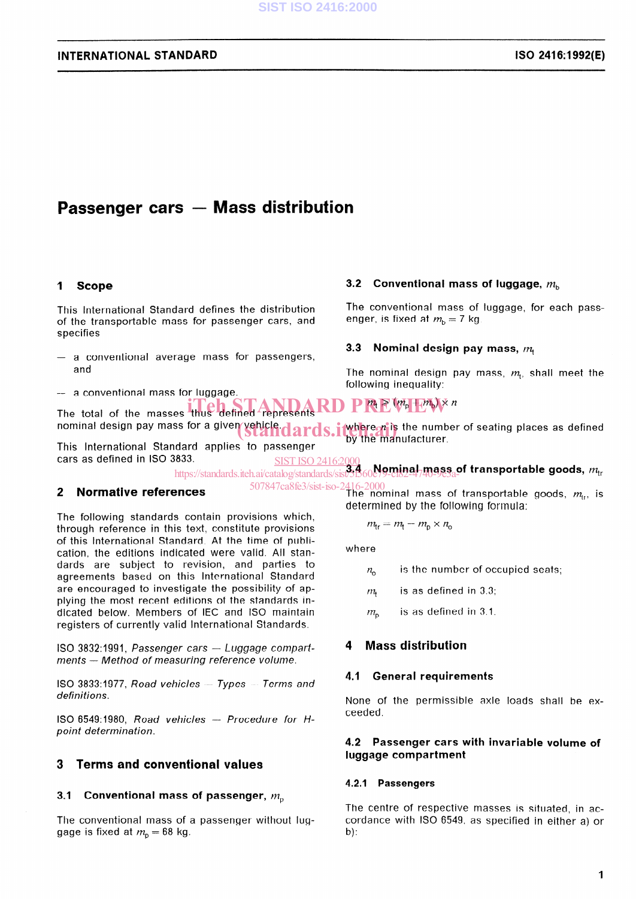# Passenger cars — Mass distribution

## 1 Scope

This International Standard defines the distribution of the transportable mass for passenger cars, and specifies

- a conventional average mass for passengers, and
- a conventional mass for luggage.

The total of the masses thus defined represents nominal design pay mass for a given vehicle.

This International Standard applies to passenger cars as defined in ISO 3833.

## 2 Normative references

The following standards contain provisions which, through reference in this text, constitute provisions of this International Standard. At the time of publication, the editions indicated were valid. All standards are subject to revision, and parties to agreements based on this International Standard are encouraged to investigate the possibility of applying the most recent editions of the standards indicated below. Members of IEC and ISO maintain registers of currently valid International Standards.

ISO 3832:1991, *Passenger cars — Luggage compartments — Method of measuring reference volume.*

ISO 3833:1977, *Road vehicles — Types — Terms and definitions.*

ISO 6549:1980, *Road vehicles — Procedure for H-point determination.*

## 3 Terms and conventional values

### 3.1 Conventional mass of passenger, $m_p$

The conventional mass of a passenger without luggage is fixed at $m_p = 68$ kg.

### 3.2 Conventional mass of luggage, $m_b$

The conventional mass of luggage, for each passenger, is fixed at $m_b = 7$ kg.

### 3.3 Nominal design pay mass, $m_t$

The nominal design pay mass, $m_t$, shall meet the following inequality:

$$m_t \geqslant (m_p + m_b) \times n$$

where $n$ is the number of seating places as defined by the manufacturer.

### 3.4 Nominal mass of transportable goods, $m_{tr}$

The nominal mass of transportable goods, $m_{tr}$, is determined by the following formula:

$$m_{tr} = m_t - m_p \times n_o$$

where

$n_o$ is the number of occupied seats;

$m_t$ is as defined in 3.3;

$m_p$ is as defined in 3.1.

## 4 Mass distribution

### 4.1 General requirements

None of the permissible axle loads shall be exceeded.

### 4.2 Passenger cars with invariable volume of luggage compartment

#### 4.2.1 Passengers

The centre of respective masses is situated, in accordance with ISO 6549, as specified in either a) or b):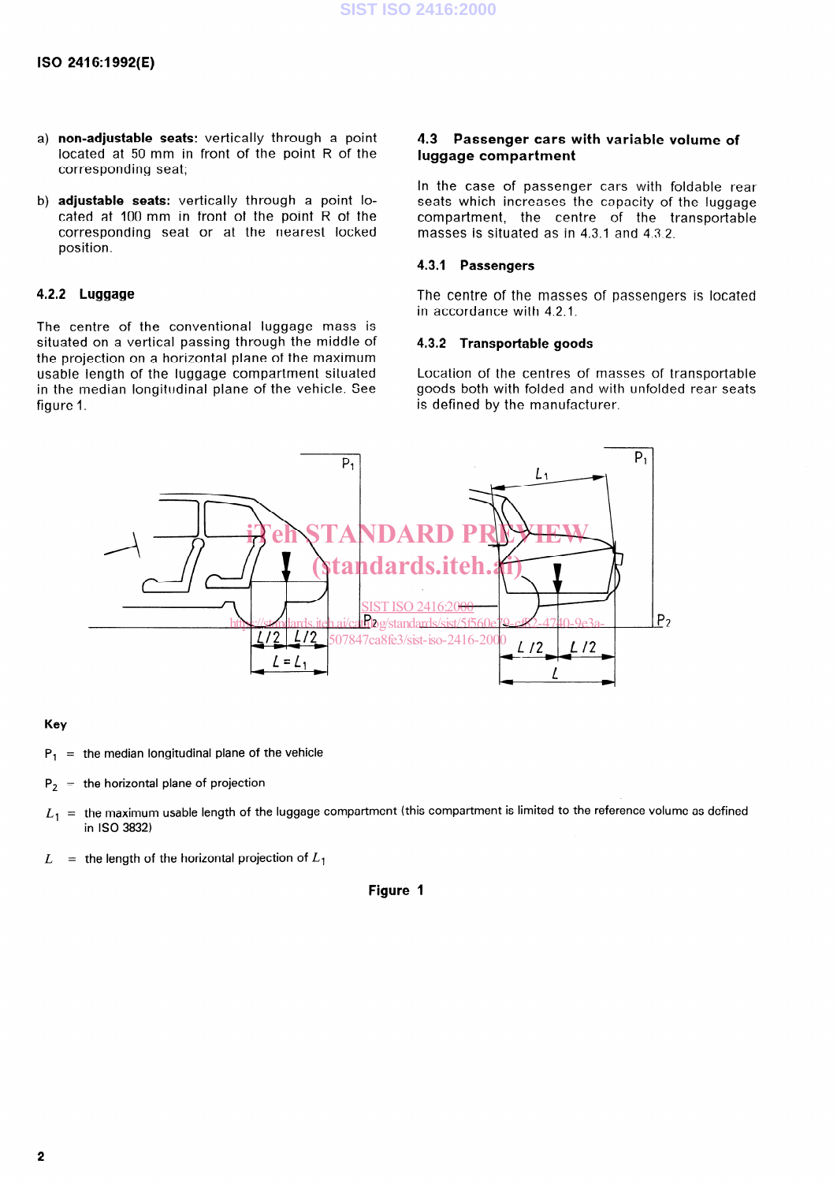a) **non-adjustable seats:** vertically through a point located at 50 mm in front of the point R of the corresponding seat;

b) **adjustable seats:** vertically through a point located at 100 mm in front of the point R of the corresponding seat or at the nearest locked position.

### 4.2.2 Luggage

The centre of the conventional luggage mass is situated on a vertical passing through the middle of the projection on a horizontal plane of the maximum usable length of the luggage compartment situated in the median longitudinal plane of the vehicle. See figure 1.

## 4.3 Passenger cars with variable volume of luggage compartment

In the case of passenger cars with foldable rear seats which increases the capacity of the luggage compartment, the centre of the transportable masses is situated as in 4.3.1 and 4.3.2.

### 4.3.1 Passengers

The centre of the masses of passengers is located in accordance with 4.2.1.

### 4.3.2 Transportable goods

Location of the centres of masses of transportable goods both with folded and with unfolded rear seats is defined by the manufacturer.

$P_1$

$P_2$

$L/2$ $L/2$

$L = L_1$

$P_1$

$L_1$

$P_2$

$L/2$ $L/2$

$L$

**Key**

$P_1$ = the median longitudinal plane of the vehicle

$P_2$ = the horizontal plane of projection

$L_1$ = the maximum usable length of the luggage compartment (this compartment is limited to the reference volume as defined in ISO 3832)

$L$ = the length of the horizontal projection of $L_1$

**Figure 1**